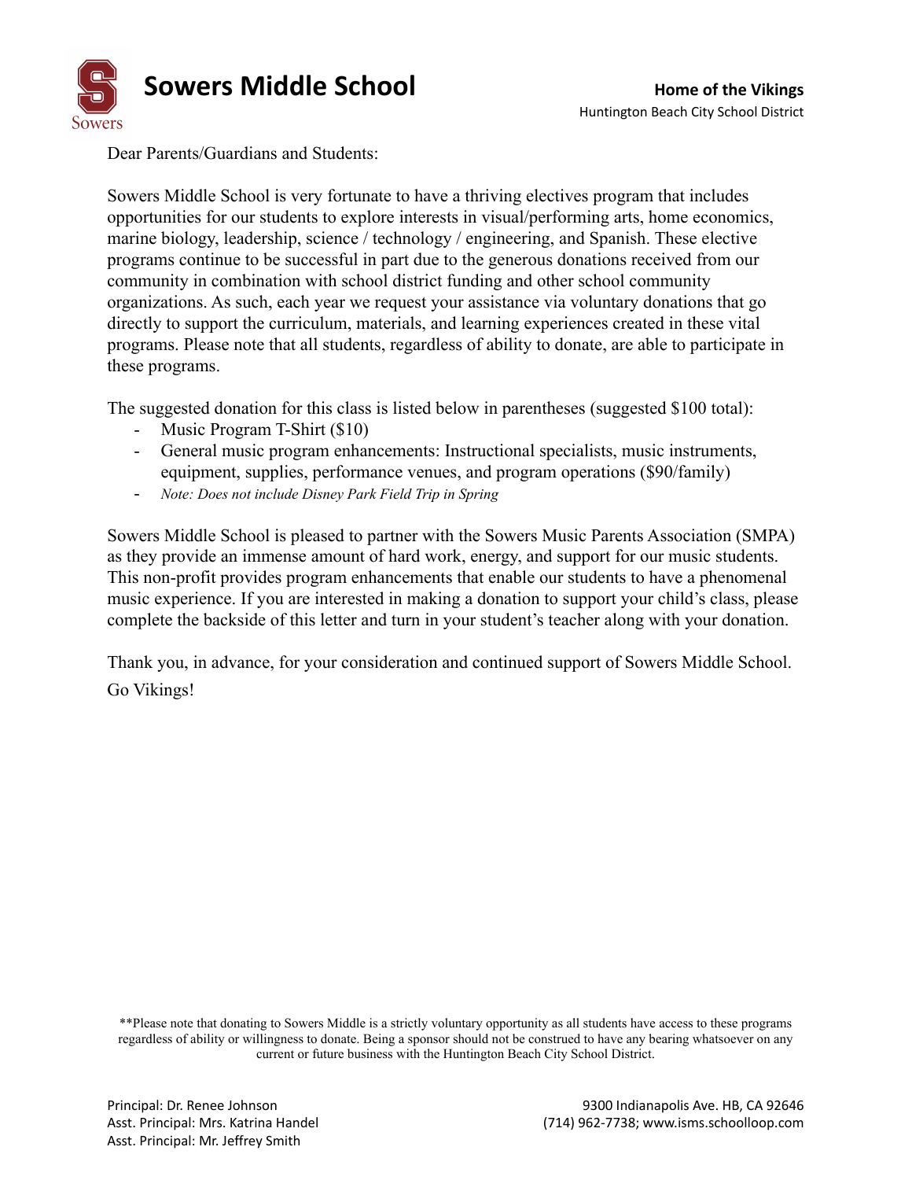# Sowers Middle School

**Home of the Vikings**
Huntington Beach City School District

Dear Parents/Guardians and Students:

Sowers Middle School is very fortunate to have a thriving electives program that includes opportunities for our students to explore interests in visual/performing arts, home economics, marine biology, leadership, science / technology / engineering, and Spanish. These elective programs continue to be successful in part due to the generous donations received from our community in combination with school district funding and other school community organizations. As such, each year we request your assistance via voluntary donations that go directly to support the curriculum, materials, and learning experiences created in these vital programs. Please note that all students, regardless of ability to donate, are able to participate in these programs.

The suggested donation for this class is listed below in parentheses (suggested $100 total):

- Music Program T-Shirt ($10)
- General music program enhancements: Instructional specialists, music instruments, equipment, supplies, performance venues, and program operations ($90/family)
- *Note: Does not include Disney Park Field Trip in Spring*

Sowers Middle School is pleased to partner with the Sowers Music Parents Association (SMPA) as they provide an immense amount of hard work, energy, and support for our music students. This non-profit provides program enhancements that enable our students to have a phenomenal music experience. If you are interested in making a donation to support your child's class, please complete the backside of this letter and turn in your student's teacher along with your donation.

Thank you, in advance, for your consideration and continued support of Sowers Middle School.

Go Vikings!

**Please note that donating to Sowers Middle is a strictly voluntary opportunity as all students have access to these programs regardless of ability or willingness to donate. Being a sponsor should not be construed to have any bearing whatsoever on any current or future business with the Huntington Beach City School District.

Principal: Dr. Renee Johnson
Asst. Principal: Mrs. Katrina Handel
Asst. Principal: Mr. Jeffrey Smith

9300 Indianapolis Ave. HB, CA 92646
(714) 962-7738; www.isms.schoolloop.com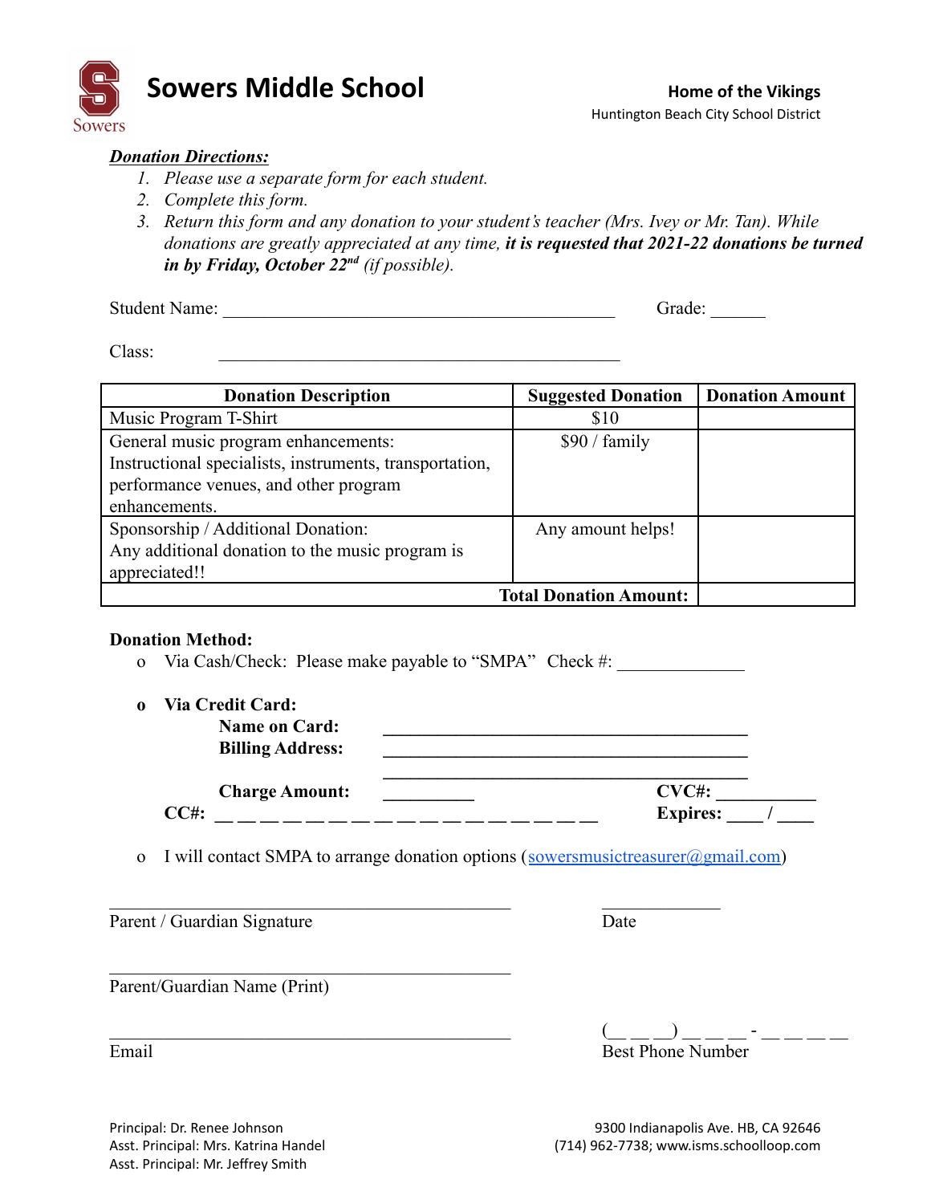# Sowers Middle School

**Home of the Vikings**
Huntington Beach City School District

***Donation Directions:***

1. *Please use a separate form for each student.*
2. *Complete this form.*
3. *Return this form and any donation to your student's teacher (Mrs. Ivey or Mr. Tan). While donations are greatly appreciated at any time,* ***it is requested that 2021-22 donations be turned in by Friday, October 22nd*** *(if possible).*

Student Name: ____________________________________________ Grade: ______

Class: ____________________________________________

| Donation Description | Suggested Donation | Donation Amount |
|---|---|---|
| Music Program T-Shirt | $10 | |
| General music program enhancements: Instructional specialists, instruments, transportation, performance venues, and other program enhancements. | $90 / family | |
| Sponsorship / Additional Donation: Any additional donation to the music program is appreciated!! | Any amount helps! | |
| | **Total Donation Amount:** | |

**Donation Method:**

- Via Cash/Check: Please make payable to "SMPA" Check #: ______________
- **Via Credit Card:**
  - **Name on Card:** ________________________________________
  - **Billing Address:** ________________________________________
  ________________________________________
  - **Charge Amount:** __________ **CVC#:** __________
  - **CC#:** __ __ __ __ __ __ __ __ __ __ __ __ __ __ __ __ **Expires:** ____ / ____
- I will contact SMPA to arrange donation options (sowersmusictreasurer@gmail.com)

____________________________________________ ____________
Parent / Guardian Signature Date

____________________________________________
Parent/Guardian Name (Print)

____________________________________________ (__ __ __) __ __ __ - __ __ __ __
Email Best Phone Number

Principal: Dr. Renee Johnson
Asst. Principal: Mrs. Katrina Handel
Asst. Principal: Mr. Jeffrey Smith

9300 Indianapolis Ave. HB, CA 92646
(714) 962-7738; www.isms.schoolloop.com